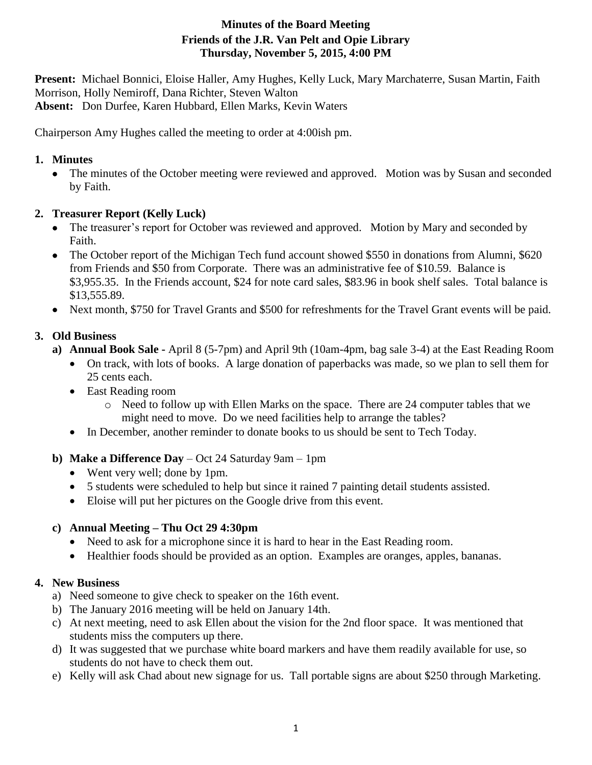# Minutes of the Board Meeting
## Friends of the J.R. Van Pelt and Opie Library
## Thursday, November 5, 2015, 4:00 PM

**Present:** Michael Bonnici, Eloise Haller, Amy Hughes, Kelly Luck, Mary Marchaterre, Susan Martin, Faith Morrison, Holly Nemiroff, Dana Richter, Steven Walton
**Absent:** Don Durfee, Karen Hubbard, Ellen Marks, Kevin Waters

Chairperson Amy Hughes called the meeting to order at 4:00ish pm.

1. **Minutes**
   - The minutes of the October meeting were reviewed and approved. Motion was by Susan and seconded by Faith.

2. **Treasurer Report (Kelly Luck)**
   - The treasurer's report for October was reviewed and approved. Motion by Mary and seconded by Faith.
   - The October report of the Michigan Tech fund account showed $550 in donations from Alumni, $620 from Friends and $50 from Corporate. There was an administrative fee of $10.59. Balance is $3,955.35. In the Friends account, $24 for note card sales, $83.96 in book shelf sales. Total balance is $13,555.89.
   - Next month, $750 for Travel Grants and $500 for refreshments for the Travel Grant events will be paid.

3. **Old Business**
   - **a) Annual Book Sale -** April 8 (5-7pm) and April 9th (10am-4pm, bag sale 3-4) at the East Reading Room
     - On track, with lots of books. A large donation of paperbacks was made, so we plan to sell them for 25 cents each.
     - East Reading room
       - Need to follow up with Ellen Marks on the space. There are 24 computer tables that we might need to move. Do we need facilities help to arrange the tables?
     - In December, another reminder to donate books to us should be sent to Tech Today.
   - **b) Make a Difference Day** – Oct 24 Saturday 9am – 1pm
     - Went very well; done by 1pm.
     - 5 students were scheduled to help but since it rained 7 painting detail students assisted.
     - Eloise will put her pictures on the Google drive from this event.
   - **c) Annual Meeting – Thu Oct 29 4:30pm**
     - Need to ask for a microphone since it is hard to hear in the East Reading room.
     - Healthier foods should be provided as an option. Examples are oranges, apples, bananas.

4. **New Business**
   - a) Need someone to give check to speaker on the 16th event.
   - b) The January 2016 meeting will be held on January 14th.
   - c) At next meeting, need to ask Ellen about the vision for the 2nd floor space. It was mentioned that students miss the computers up there.
   - d) It was suggested that we purchase white board markers and have them readily available for use, so students do not have to check them out.
   - e) Kelly will ask Chad about new signage for us. Tall portable signs are about $250 through Marketing.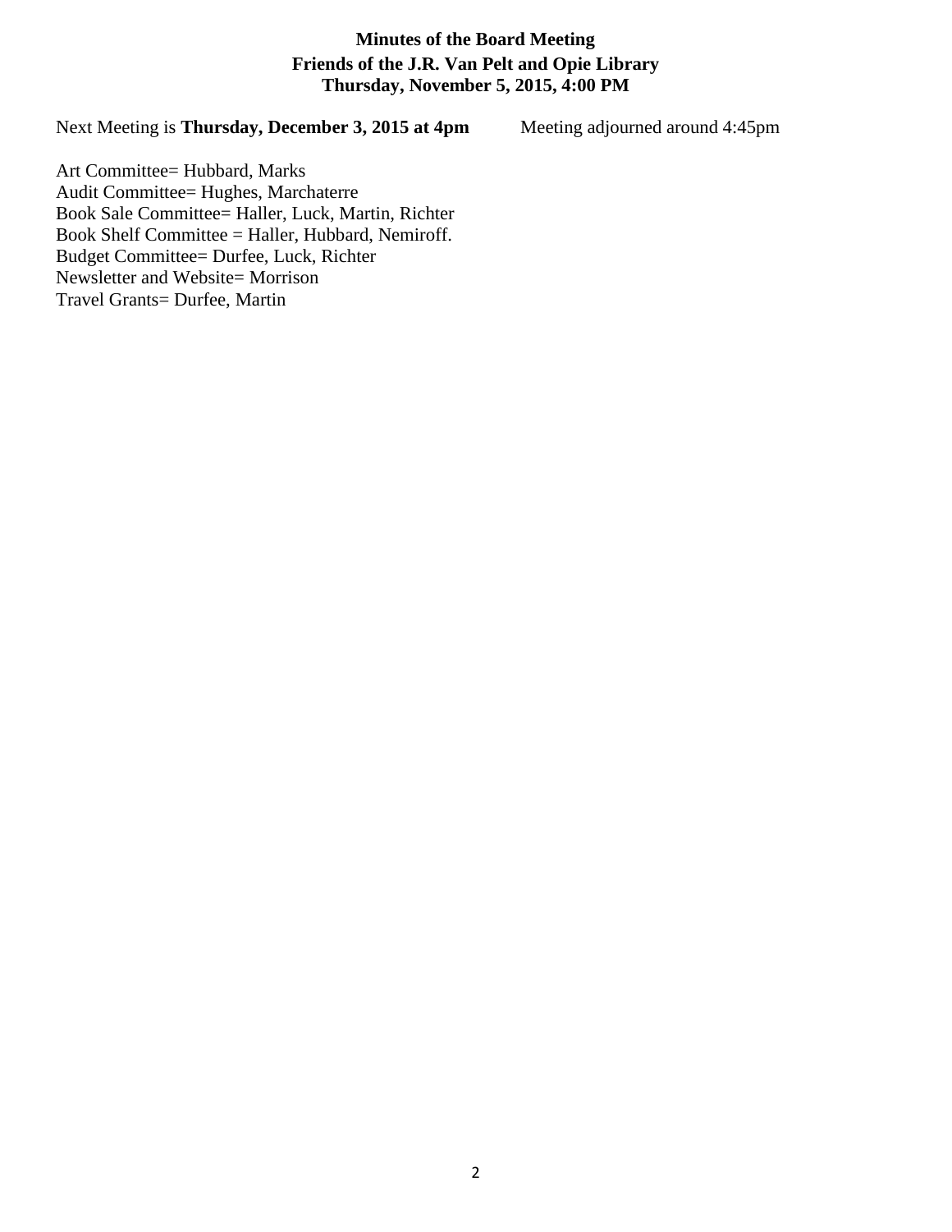**Minutes of the Board Meeting**
**Friends of the J.R. Van Pelt and Opie Library**
**Thursday, November 5, 2015, 4:00 PM**

Next Meeting is **Thursday, December 3, 2015 at 4pm** Meeting adjourned around 4:45pm

Art Committee= Hubbard, Marks
Audit Committee= Hughes, Marchaterre
Book Sale Committee= Haller, Luck, Martin, Richter
Book Shelf Committee = Haller, Hubbard, Nemiroff.
Budget Committee= Durfee, Luck, Richter
Newsletter and Website= Morrison
Travel Grants= Durfee, Martin